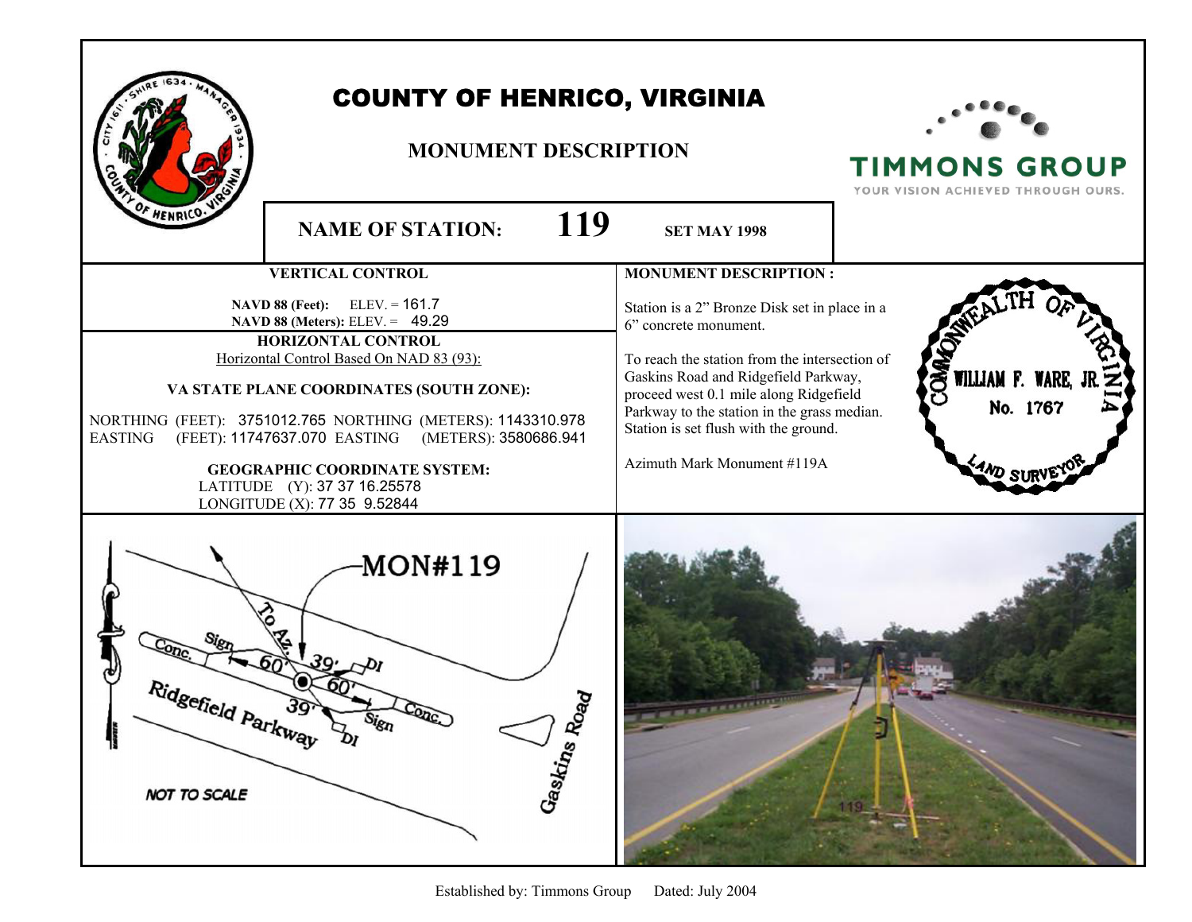# COUNTY OF HENRICO, VIRGINIA

## MONUMENT DESCRIPTION

TIMMONS GROUP
YOUR VISION ACHIEVED THROUGH OURS.

**NAME OF STATION:** **119** **SET MAY 1998**

### VERTICAL CONTROL

**NAVD 88 (Feet):** ELEV. = 161.7
**NAVD 88 (Meters):** ELEV. = 49.29

### HORIZONTAL CONTROL

Horizontal Control Based On NAD 83 (93):

**VA STATE PLANE COORDINATES (SOUTH ZONE):**

NORTHING (FEET): 3751012.765 NORTHING (METERS): 1143310.978
EASTING (FEET): 11747637.070 EASTING (METERS): 3580686.941

**GEOGRAPHIC COORDINATE SYSTEM:**

LATITUDE (Y): 37 37 16.25578
LONGITUDE (X): 77 35 9.52844

### MONUMENT DESCRIPTION :

Station is a 2" Bronze Disk set in place in a 6" concrete monument.

To reach the station from the intersection of Gaskins Road and Ridgefield Parkway, proceed west 0.1 mile along Ridgefield Parkway to the station in the grass median. Station is set flush with the ground.

Azimuth Mark Monument #119A

COMMONWEALTH OF VIRGINIA
WILLIAM F. WARE, JR.
No. 1767
LAND SURVEYOR

MON#119
To Az.
Sign
Conc.
60'
39'
DI
60'
39'
Conc.
Sign
DI
Ridgefield Parkway
Gaskins Road
NOT TO SCALE

Established by: Timmons Group Dated: July 2004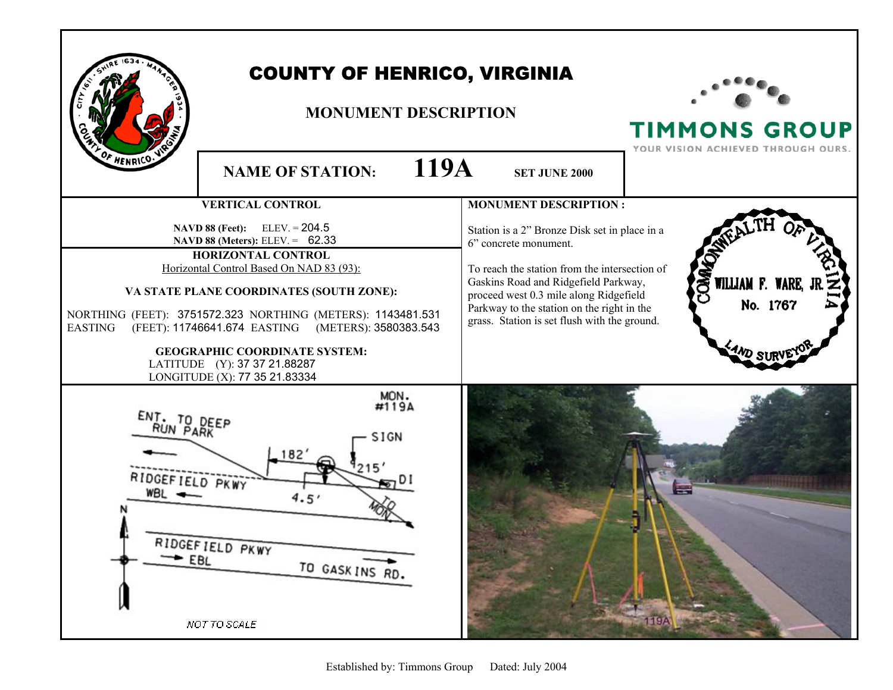# COUNTY OF HENRICO, VIRGINIA

## MONUMENT DESCRIPTION

TIMMONS GROUP
YOUR VISION ACHIEVED THROUGH OURS.

**NAME OF STATION:** **119A** **SET JUNE 2000**

### VERTICAL CONTROL

**NAVD 88 (Feet):** ELEV. = 204.5
**NAVD 88 (Meters):** ELEV. = 62.33

### HORIZONTAL CONTROL

Horizontal Control Based On NAD 83 (93):

**VA STATE PLANE COORDINATES (SOUTH ZONE):**

NORTHING (FEET): 3751572.323 NORTHING (METERS): 1143481.531
EASTING (FEET): 11746641.674 EASTING (METERS): 3580383.543

**GEOGRAPHIC COORDINATE SYSTEM:**
LATITUDE (Y): 37 37 21.88287
LONGITUDE (X): 77 35 21.83334

### MONUMENT DESCRIPTION :

Station is a 2" Bronze Disk set in place in a 6" concrete monument.

To reach the station from the intersection of Gaskins Road and Ridgefield Parkway, proceed west 0.3 mile along Ridgefield Parkway to the station on the right in the grass. Station is set flush with the ground.

COMMONWEALTH OF VIRGINIA
WILLIAM F. WARE, JR.
No. 1767
LAND SURVEYOR

MON. #119A
ENT. TO DEEP RUN PARK
SIGN
182'
215'
DI
RIDGEFIELD PKWY
WBL
4.5'
TO MON.
N
RIDGEFIELD PKWY
EBL
TO GASKINS RD.
NOT TO SCALE

119A

Established by: Timmons Group Dated: July 2004